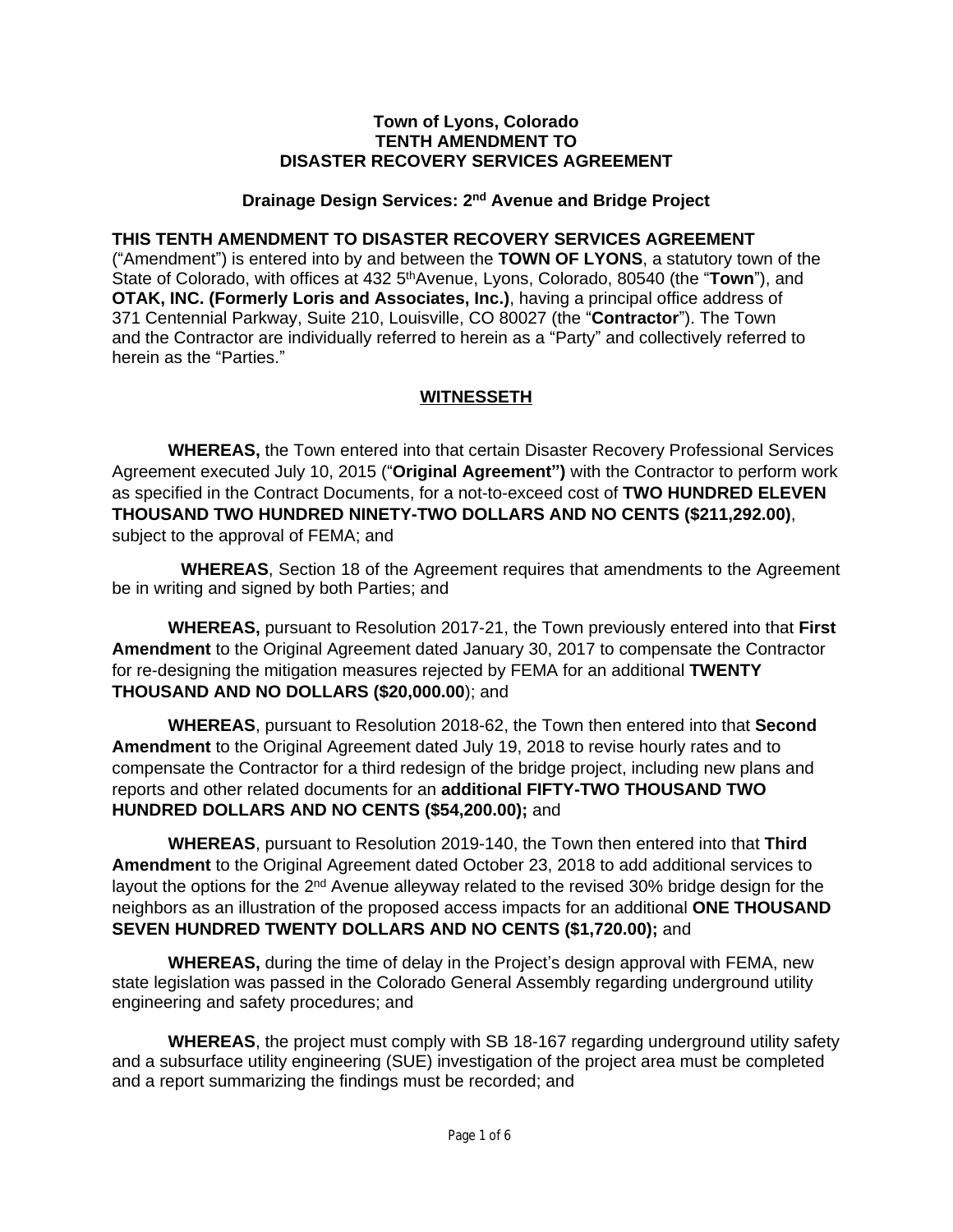**Town of Lyons, Colorado**
**TENTH AMENDMENT TO**
**DISASTER RECOVERY SERVICES AGREEMENT**

**Drainage Design Services: 2nd Avenue and Bridge Project**

**THIS TENTH AMENDMENT TO DISASTER RECOVERY SERVICES AGREEMENT** ("Amendment") is entered into by and between the **TOWN OF LYONS**, a statutory town of the State of Colorado, with offices at 432 5thAvenue, Lyons, Colorado, 80540 (the "**Town**"), and **OTAK, INC. (Formerly Loris and Associates, Inc.)**, having a principal office address of 371 Centennial Parkway, Suite 210, Louisville, CO 80027 (the "**Contractor**"). The Town and the Contractor are individually referred to herein as a "Party" and collectively referred to herein as the "Parties."

**WITNESSETH**

**WHEREAS,** the Town entered into that certain Disaster Recovery Professional Services Agreement executed July 10, 2015 ("**Original Agreement")** with the Contractor to perform work as specified in the Contract Documents, for a not-to-exceed cost of **TWO HUNDRED ELEVEN THOUSAND TWO HUNDRED NINETY-TWO DOLLARS AND NO CENTS ($211,292.00)**, subject to the approval of FEMA; and

**WHEREAS**, Section 18 of the Agreement requires that amendments to the Agreement be in writing and signed by both Parties; and

**WHEREAS,** pursuant to Resolution 2017-21, the Town previously entered into that **First Amendment** to the Original Agreement dated January 30, 2017 to compensate the Contractor for re-designing the mitigation measures rejected by FEMA for an additional **TWENTY THOUSAND AND NO DOLLARS ($20,000.00**); and

**WHEREAS**, pursuant to Resolution 2018-62, the Town then entered into that **Second Amendment** to the Original Agreement dated July 19, 2018 to revise hourly rates and to compensate the Contractor for a third redesign of the bridge project, including new plans and reports and other related documents for an **additional FIFTY-TWO THOUSAND TWO HUNDRED DOLLARS AND NO CENTS ($54,200.00);** and

**WHEREAS**, pursuant to Resolution 2019-140, the Town then entered into that **Third Amendment** to the Original Agreement dated October 23, 2018 to add additional services to layout the options for the 2nd Avenue alleyway related to the revised 30% bridge design for the neighbors as an illustration of the proposed access impacts for an additional **ONE THOUSAND SEVEN HUNDRED TWENTY DOLLARS AND NO CENTS ($1,720.00);** and

**WHEREAS,** during the time of delay in the Project's design approval with FEMA, new state legislation was passed in the Colorado General Assembly regarding underground utility engineering and safety procedures; and

**WHEREAS**, the project must comply with SB 18-167 regarding underground utility safety and a subsurface utility engineering (SUE) investigation of the project area must be completed and a report summarizing the findings must be recorded; and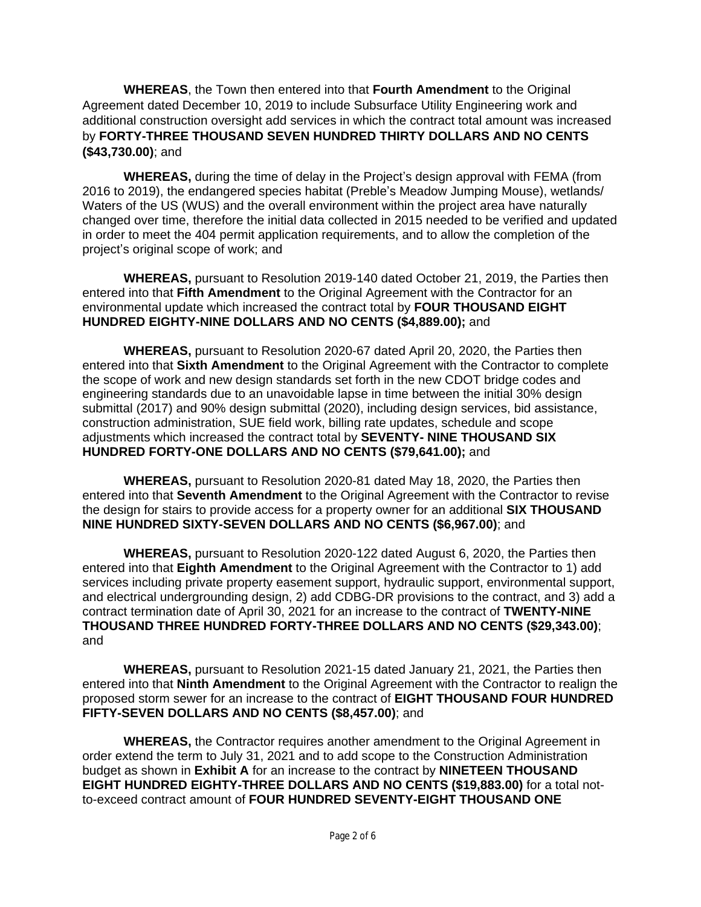**WHEREAS**, the Town then entered into that **Fourth Amendment** to the Original Agreement dated December 10, 2019 to include Subsurface Utility Engineering work and additional construction oversight add services in which the contract total amount was increased by **FORTY-THREE THOUSAND SEVEN HUNDRED THIRTY DOLLARS AND NO CENTS ($43,730.00)**; and

**WHEREAS,** during the time of delay in the Project's design approval with FEMA (from 2016 to 2019), the endangered species habitat (Preble's Meadow Jumping Mouse), wetlands/ Waters of the US (WUS) and the overall environment within the project area have naturally changed over time, therefore the initial data collected in 2015 needed to be verified and updated in order to meet the 404 permit application requirements, and to allow the completion of the project's original scope of work; and

**WHEREAS,** pursuant to Resolution 2019-140 dated October 21, 2019, the Parties then entered into that **Fifth Amendment** to the Original Agreement with the Contractor for an environmental update which increased the contract total by **FOUR THOUSAND EIGHT HUNDRED EIGHTY-NINE DOLLARS AND NO CENTS ($4,889.00);** and

**WHEREAS,** pursuant to Resolution 2020-67 dated April 20, 2020, the Parties then entered into that **Sixth Amendment** to the Original Agreement with the Contractor to complete the scope of work and new design standards set forth in the new CDOT bridge codes and engineering standards due to an unavoidable lapse in time between the initial 30% design submittal (2017) and 90% design submittal (2020), including design services, bid assistance, construction administration, SUE field work, billing rate updates, schedule and scope adjustments which increased the contract total by **SEVENTY- NINE THOUSAND SIX HUNDRED FORTY-ONE DOLLARS AND NO CENTS ($79,641.00);** and

**WHEREAS,** pursuant to Resolution 2020-81 dated May 18, 2020, the Parties then entered into that **Seventh Amendment** to the Original Agreement with the Contractor to revise the design for stairs to provide access for a property owner for an additional **SIX THOUSAND NINE HUNDRED SIXTY-SEVEN DOLLARS AND NO CENTS ($6,967.00)**; and

**WHEREAS,** pursuant to Resolution 2020-122 dated August 6, 2020, the Parties then entered into that **Eighth Amendment** to the Original Agreement with the Contractor to 1) add services including private property easement support, hydraulic support, environmental support, and electrical undergrounding design, 2) add CDBG-DR provisions to the contract, and 3) add a contract termination date of April 30, 2021 for an increase to the contract of **TWENTY-NINE THOUSAND THREE HUNDRED FORTY-THREE DOLLARS AND NO CENTS ($29,343.00)**; and

**WHEREAS,** pursuant to Resolution 2021-15 dated January 21, 2021, the Parties then entered into that **Ninth Amendment** to the Original Agreement with the Contractor to realign the proposed storm sewer for an increase to the contract of **EIGHT THOUSAND FOUR HUNDRED FIFTY-SEVEN DOLLARS AND NO CENTS ($8,457.00)**; and

**WHEREAS,** the Contractor requires another amendment to the Original Agreement in order extend the term to July 31, 2021 and to add scope to the Construction Administration budget as shown in **Exhibit A** for an increase to the contract by **NINETEEN THOUSAND EIGHT HUNDRED EIGHTY-THREE DOLLARS AND NO CENTS ($19,883.00)** for a total not-to-exceed contract amount of **FOUR HUNDRED SEVENTY-EIGHT THOUSAND ONE**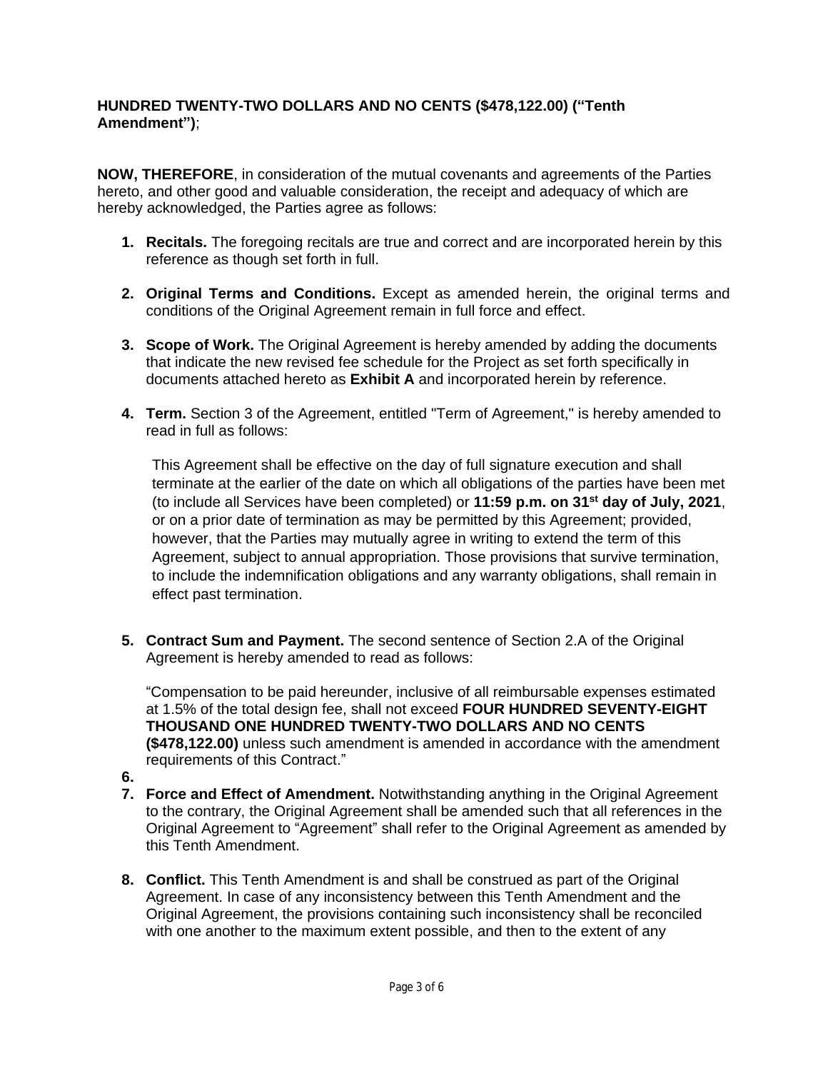**HUNDRED TWENTY-TWO DOLLARS AND NO CENTS ($478,122.00) ("Tenth Amendment")**;

**NOW, THEREFORE**, in consideration of the mutual covenants and agreements of the Parties hereto, and other good and valuable consideration, the receipt and adequacy of which are hereby acknowledged, the Parties agree as follows:

1. **Recitals.** The foregoing recitals are true and correct and are incorporated herein by this reference as though set forth in full.

2. **Original Terms and Conditions.** Except as amended herein, the original terms and conditions of the Original Agreement remain in full force and effect.

3. **Scope of Work.** The Original Agreement is hereby amended by adding the documents that indicate the new revised fee schedule for the Project as set forth specifically in documents attached hereto as **Exhibit A** and incorporated herein by reference.

4. **Term.** Section 3 of the Agreement, entitled "Term of Agreement," is hereby amended to read in full as follows:

   This Agreement shall be effective on the day of full signature execution and shall terminate at the earlier of the date on which all obligations of the parties have been met (to include all Services have been completed) or **11:59 p.m. on 31st day of July, 2021**, or on a prior date of termination as may be permitted by this Agreement; provided, however, that the Parties may mutually agree in writing to extend the term of this Agreement, subject to annual appropriation. Those provisions that survive termination, to include the indemnification obligations and any warranty obligations, shall remain in effect past termination.

5. **Contract Sum and Payment.** The second sentence of Section 2.A of the Original Agreement is hereby amended to read as follows:

   "Compensation to be paid hereunder, inclusive of all reimbursable expenses estimated at 1.5% of the total design fee, shall not exceed **FOUR HUNDRED SEVENTY-EIGHT THOUSAND ONE HUNDRED TWENTY-TWO DOLLARS AND NO CENTS ($478,122.00)** unless such amendment is amended in accordance with the amendment requirements of this Contract."

6. 

7. **Force and Effect of Amendment.** Notwithstanding anything in the Original Agreement to the contrary, the Original Agreement shall be amended such that all references in the Original Agreement to "Agreement" shall refer to the Original Agreement as amended by this Tenth Amendment.

8. **Conflict.** This Tenth Amendment is and shall be construed as part of the Original Agreement. In case of any inconsistency between this Tenth Amendment and the Original Agreement, the provisions containing such inconsistency shall be reconciled with one another to the maximum extent possible, and then to the extent of any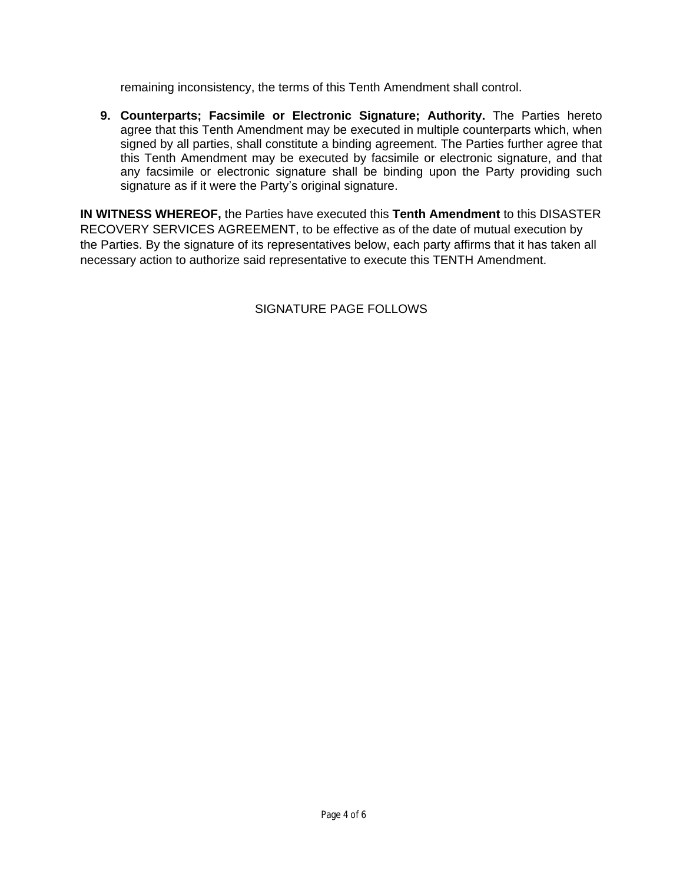remaining inconsistency, the terms of this Tenth Amendment shall control.

9. **Counterparts; Facsimile or Electronic Signature; Authority.** The Parties hereto agree that this Tenth Amendment may be executed in multiple counterparts which, when signed by all parties, shall constitute a binding agreement. The Parties further agree that this Tenth Amendment may be executed by facsimile or electronic signature, and that any facsimile or electronic signature shall be binding upon the Party providing such signature as if it were the Party's original signature.

**IN WITNESS WHEREOF,** the Parties have executed this **Tenth Amendment** to this DISASTER RECOVERY SERVICES AGREEMENT, to be effective as of the date of mutual execution by the Parties. By the signature of its representatives below, each party affirms that it has taken all necessary action to authorize said representative to execute this TENTH Amendment.

SIGNATURE PAGE FOLLOWS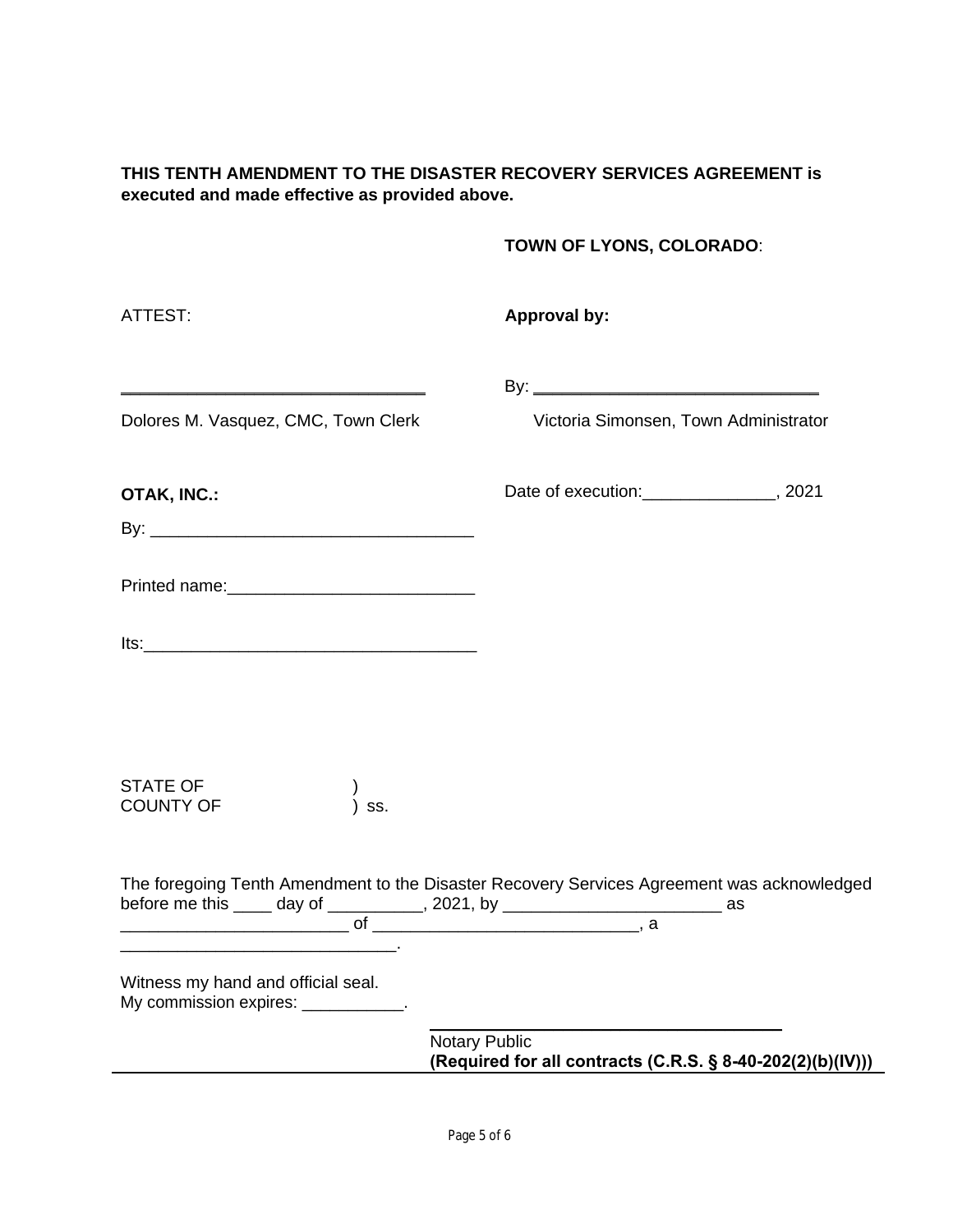**THIS TENTH AMENDMENT TO THE DISASTER RECOVERY SERVICES AGREEMENT is executed and made effective as provided above.**

**TOWN OF LYONS, COLORADO**:

ATTEST:

**Approval by:**

________________________________

Dolores M. Vasquez, CMC, Town Clerk

By: ______________________________

Victoria Simonsen, Town Administrator

Date of execution:______________, 2021

**OTAK, INC.:**

By: _________________________________

Printed name:_________________________

Its:__________________________________

STATE OF )
COUNTY OF ) ss.

The foregoing Tenth Amendment to the Disaster Recovery Services Agreement was acknowledged before me this ____ day of __________, 2021, by _______________________ as ________________________ of ___________________________, a ____________________________.

Witness my hand and official seal.
My commission expires: ___________.

____________________________________
Notary Public
**(Required for all contracts (C.R.S. § 8-40-202(2)(b)(IV)))**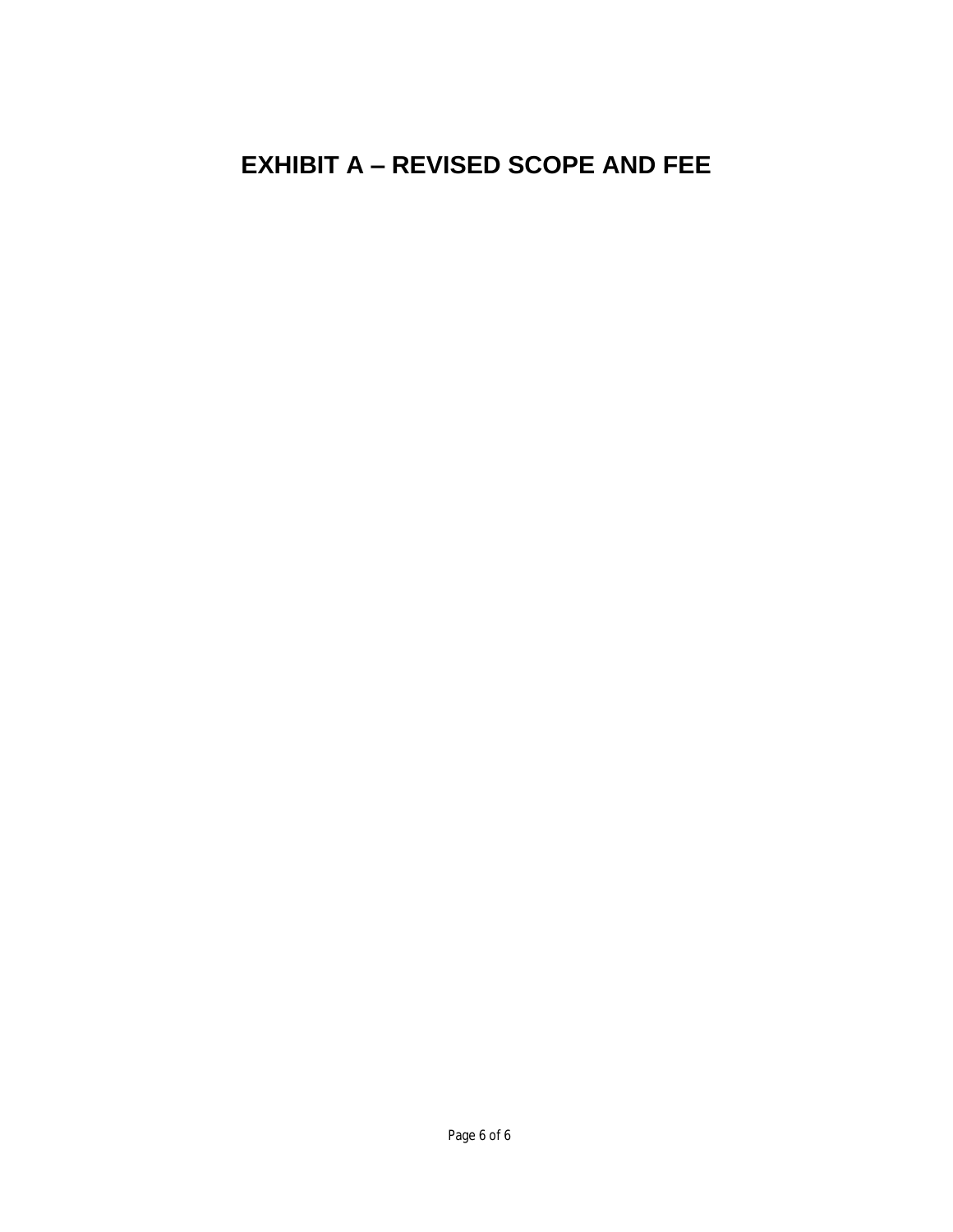# EXHIBIT A – REVISED SCOPE AND FEE